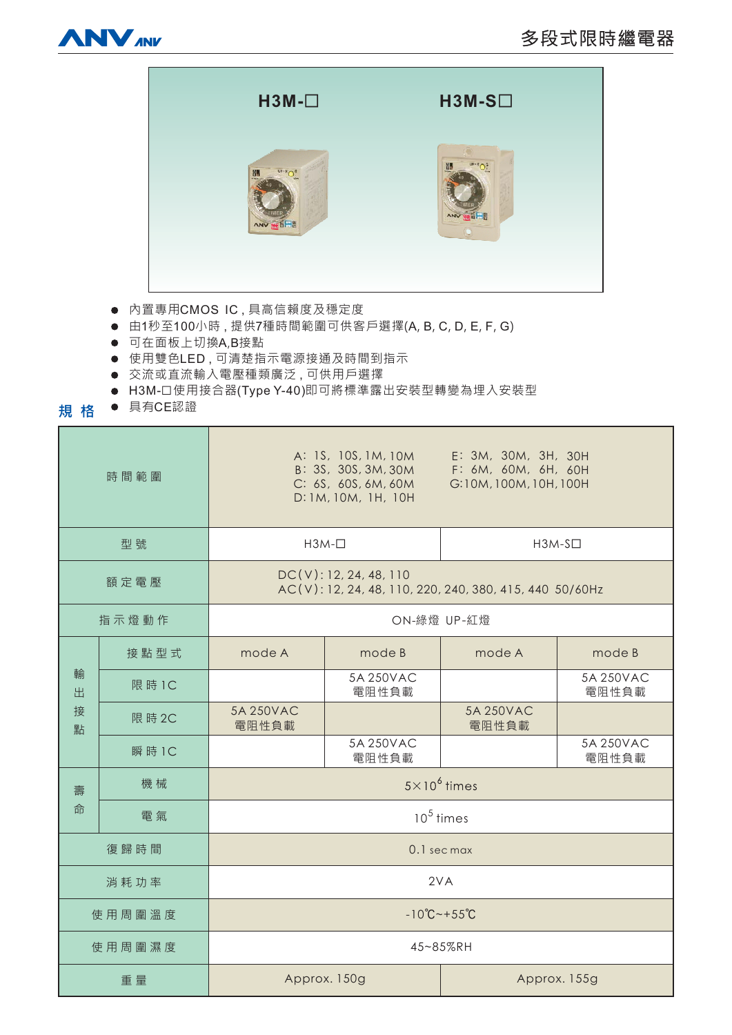# 多段式限時繼電器

H3M-□　　H3M-S□

- 內置專用CMOS IC，具高信賴度及穩定度
- 由1秒至100小時，提供7種時間範圍可供客戶選擇(A, B, C, D, E, F, G)
- 可在面板上切換A,B接點
- 使用雙色LED，可清楚指示電源接通及時間到指示
- 交流或直流輸入電壓種類廣泛，可供用戶選擇
- H3M-□使用接合器(Type Y-40)即可將標準露出安裝型轉變為埋入安裝型
- 具有CE認證

## 規 格

| 時間範圍 | | A: 1S, 10S, 1M, 10M<br>B: 3S, 30S, 3M, 30M<br>C: 6S, 60S, 6M, 60M<br>D: 1M, 10M, 1H, 10H | | E: 3M, 30M, 3H, 30H<br>F: 6M, 60M, 6H, 60H<br>G: 10M, 100M, 10H, 100H | |
|---|---|---|---|---|---|
| 型號 | | H3M-□ | | H3M-S□ | |
| 額定電壓 | | DC(V): 12, 24, 48, 110<br>AC(V): 12, 24, 48, 110, 220, 240, 380, 415, 440 50/60Hz | | | |
| 指示燈動作 | | ON-綠燈 UP-紅燈 | | | |
| 輸出接點 | 接點型式 | mode A | mode B | mode A | mode B |
| | 限時1C | | 5A 250VAC 電阻性負載 | | 5A 250VAC 電阻性負載 |
| | 限時2C | 5A 250VAC 電阻性負載 | | 5A 250VAC 電阻性負載 | |
| | 瞬時1C | | 5A 250VAC 電阻性負載 | | 5A 250VAC 電阻性負載 |
| 壽命 | 機械 | $5\times10^6$ times | | | |
| | 電氣 | $10^5$ times | | | |
| 復歸時間 | | 0.1 sec max | | | |
| 消耗功率 | | 2VA | | | |
| 使用周圍溫度 | | -10℃~+55℃ | | | |
| 使用周圍濕度 | | 45~85%RH | | | |
| 重量 | | Approx. 150g | | Approx. 155g | |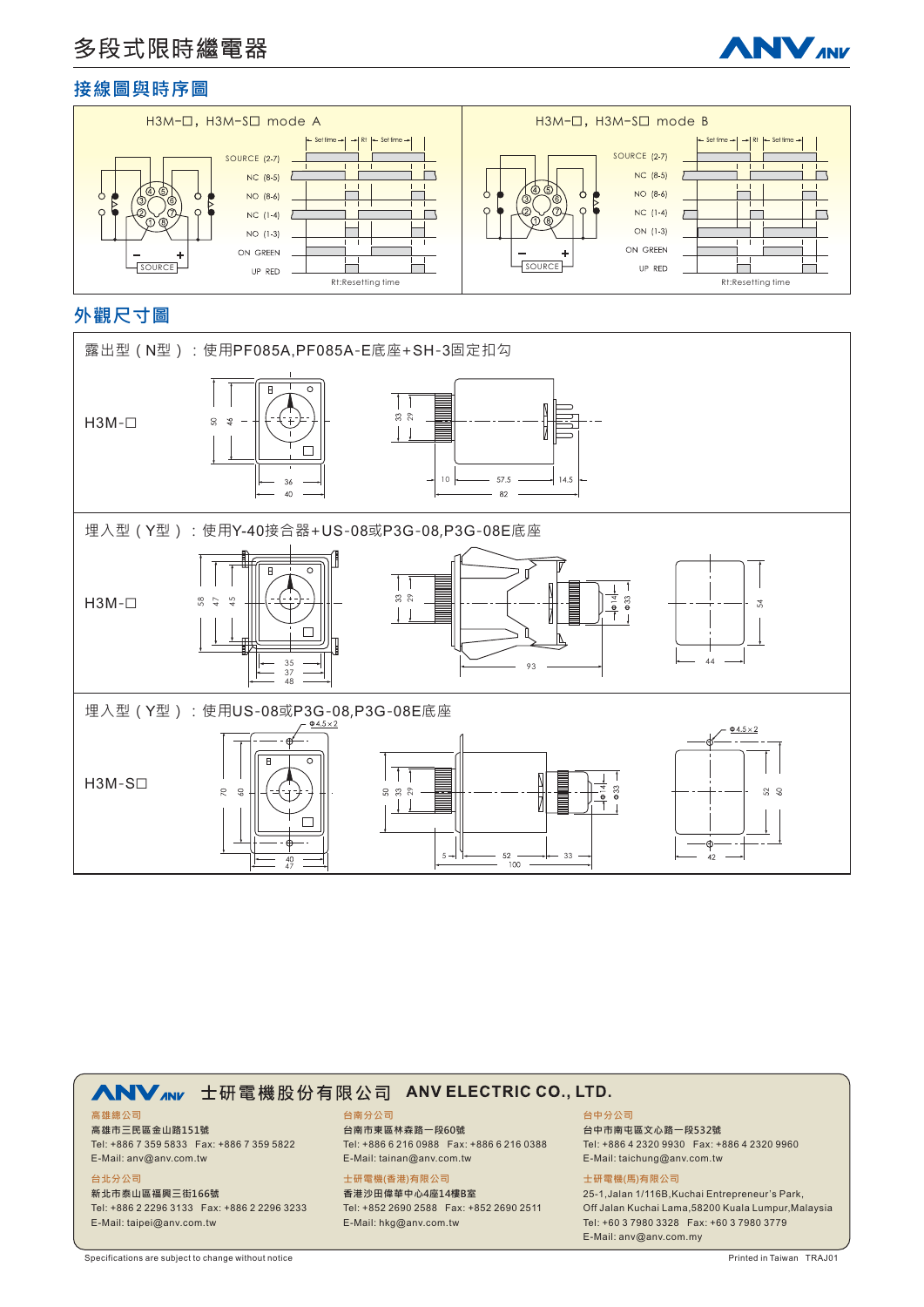# 多段式限時繼電器

## 接線圖與時序圖

H3M-□, H3M-S□ mode A

Set time | Rt | Set time

SOURCE (2-7)
NC (8-5)
NO (8-6)
NC (1-4)
NO (1-3)
ON GREEN
UP RED

SOURCE

Rt:Resetting time

H3M-□, H3M-S□ mode B

Set time | Rt | Set time

SOURCE (2-7)
NC (8-5)
NO (8-6)
NC (1-4)
ON (1-3)
ON GREEN
UP RED

SOURCE

Rt:Resetting time

## 外觀尺寸圖

露出型（N型）：使用PF085A,PF085A-E底座+SH-3固定扣勾

H3M-□

50　46　36　40　33　29　10　57.5　14.5　82

埋入型（Y型）：使用Y-40接合器+US-08或P3G-08,P3G-08E底座

H3M-□

58　47　45　35　37　48　33　29　93　φ14　φ33　54　44

埋入型（Y型）：使用US-08或P3G-08,P3G-08E底座

H3M-S□

φ4.5×2　70　60　40　47　50　33　29　5　52　33　100　φ14　φ33　φ4.5×2　52　60　42

---

**ANV** 士研電機股份有限公司 **ANV ELECTRIC CO., LTD.**

高雄總公司
**高雄市三民區金山路151號**
Tel: +886 7 359 5833　Fax: +886 7 359 5822
E-Mail: anv@anv.com.tw

台南分公司
**台南市東區林森路一段60號**
Tel: +886 6 216 0988　Fax: +886 6 216 0388
E-Mail: tainan@anv.com.tw

台中分公司
**台中市南屯區文心路一段532號**
Tel: +886 4 2320 9930　Fax: +886 4 2320 9960
E-Mail: taichung@anv.com.tw

台北分公司
**新北市泰山區福興三街166號**
Tel: +886 2 2296 3133　Fax: +886 2 2296 3233
E-Mail: taipei@anv.com.tw

士研電機(香港)有限公司
**香港沙田偉華中心4座14樓B室**
Tel: +852 2690 2588　Fax: +852 2690 2511
E-Mail: hkg@anv.com.tw

士研電機(馬)有限公司
25-1,Jalan 1/116B,Kuchai Entrepreneur's Park,
Off Jalan Kuchai Lama,58200 Kuala Lumpur,Malaysia
Tel: +60 3 7980 3328　Fax: +60 3 7980 3779
E-Mail: anv@anv.com.my

Specifications are subject to change without notice

Printed in Taiwan　TRAJ01